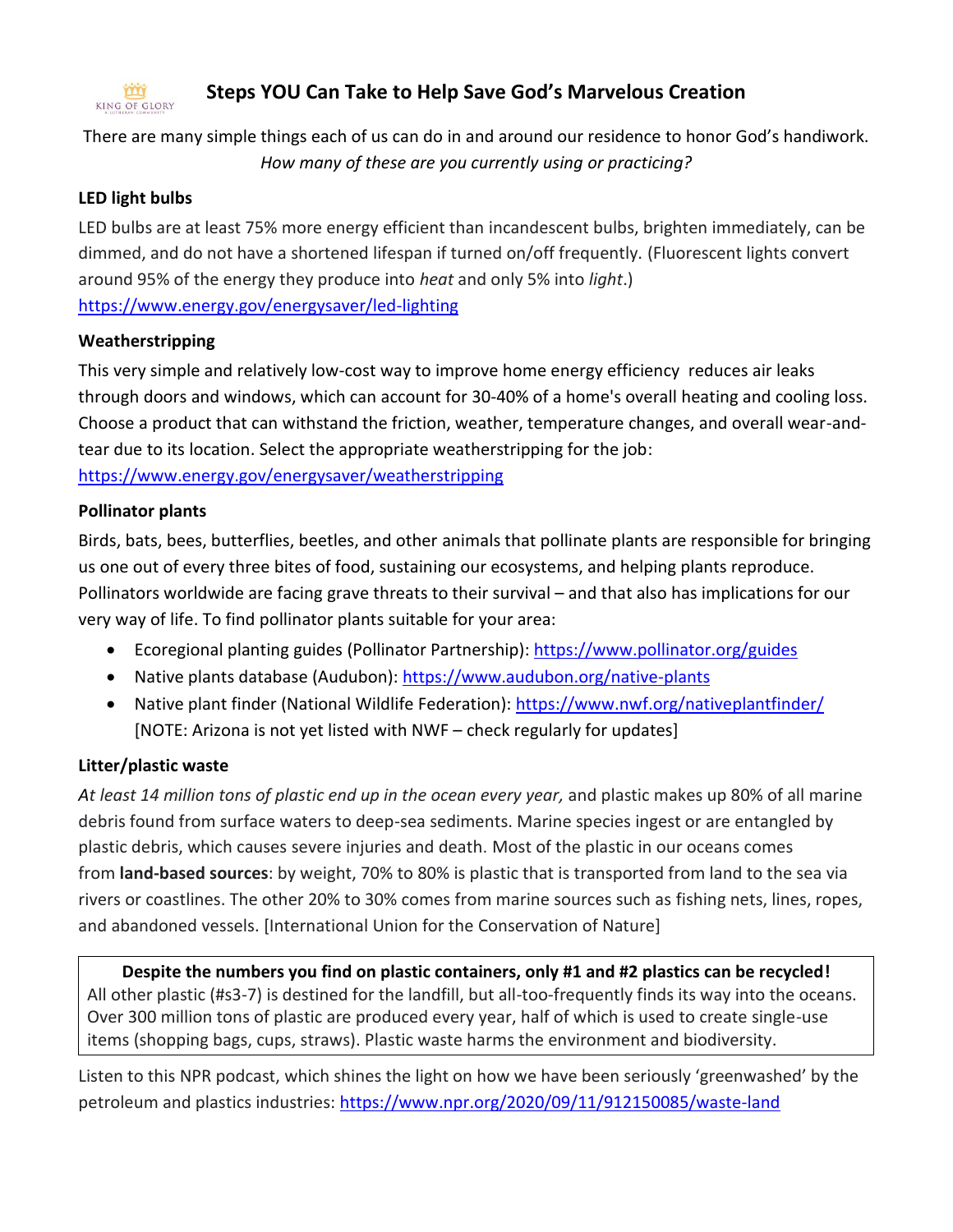# Steps YOU Can Take to Help Save God's Marvelous Creation

There are many simple things each of us can do in and around our residence to honor God's handiwork. *How many of these are you currently using or practicing?*

**LED light bulbs**

LED bulbs are at least 75% more energy efficient than incandescent bulbs, brighten immediately, can be dimmed, and do not have a shortened lifespan if turned on/off frequently. (Fluorescent lights convert around 95% of the energy they produce into *heat* and only 5% into *light*.)
https://www.energy.gov/energysaver/led-lighting

**Weatherstripping**

This very simple and relatively low-cost way to improve home energy efficiency reduces air leaks through doors and windows, which can account for 30-40% of a home's overall heating and cooling loss. Choose a product that can withstand the friction, weather, temperature changes, and overall wear-and-tear due to its location. Select the appropriate weatherstripping for the job:
https://www.energy.gov/energysaver/weatherstripping

**Pollinator plants**

Birds, bats, bees, butterflies, beetles, and other animals that pollinate plants are responsible for bringing us one out of every three bites of food, sustaining our ecosystems, and helping plants reproduce. Pollinators worldwide are facing grave threats to their survival – and that also has implications for our very way of life. To find pollinator plants suitable for your area:

- Ecoregional planting guides (Pollinator Partnership): https://www.pollinator.org/guides
- Native plants database (Audubon): https://www.audubon.org/native-plants
- Native plant finder (National Wildlife Federation): https://www.nwf.org/nativeplantfinder/ [NOTE: Arizona is not yet listed with NWF – check regularly for updates]

**Litter/plastic waste**

*At least 14 million tons of plastic end up in the ocean every year,* and plastic makes up 80% of all marine debris found from surface waters to deep-sea sediments. Marine species ingest or are entangled by plastic debris, which causes severe injuries and death. Most of the plastic in our oceans comes from **land-based sources**: by weight, 70% to 80% is plastic that is transported from land to the sea via rivers or coastlines. The other 20% to 30% comes from marine sources such as fishing nets, lines, ropes, and abandoned vessels. [International Union for the Conservation of Nature]

**Despite the numbers you find on plastic containers, only #1 and #2 plastics can be recycled!**
All other plastic (#s3-7) is destined for the landfill, but all-too-frequently finds its way into the oceans. Over 300 million tons of plastic are produced every year, half of which is used to create single-use items (shopping bags, cups, straws). Plastic waste harms the environment and biodiversity.

Listen to this NPR podcast, which shines the light on how we have been seriously 'greenwashed' by the petroleum and plastics industries: https://www.npr.org/2020/09/11/912150085/waste-land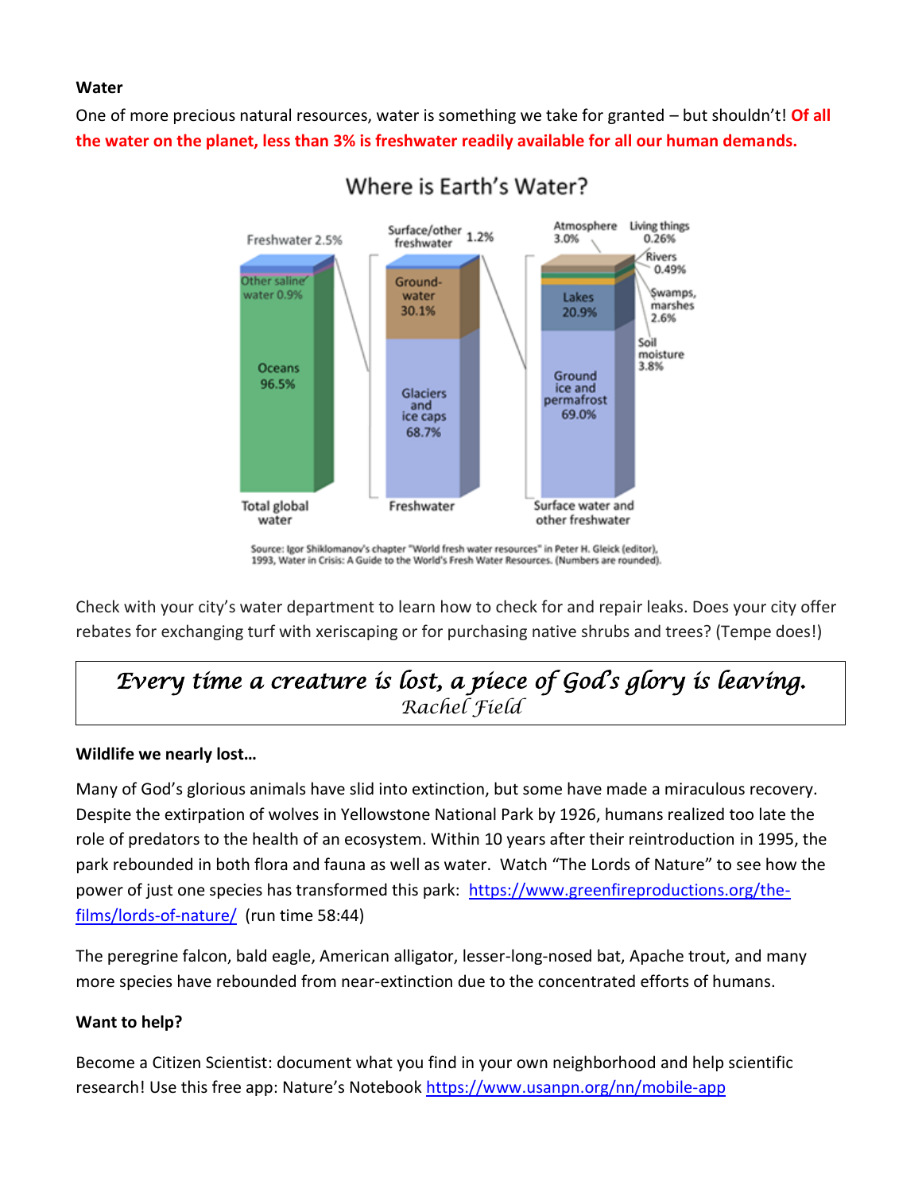**Water**

One of more precious natural resources, water is something we take for granted – but shouldn't! **Of all the water on the planet, less than 3% is freshwater readily available for all our human demands.**

Where is Earth's Water?

Freshwater 2.5%

Other saline water 0.9%

Oceans 96.5%

Total global water

Surface/other freshwater 1.2%

Ground-water 30.1%

Glaciers and ice caps 68.7%

Freshwater

Atmosphere 3.0%

Living things 0.26%

Rivers 0.49%

Swamps, marshes 2.6%

Soil moisture 3.8%

Lakes 20.9%

Ground ice and permafrost 69.0%

Surface water and other freshwater

Source: Igor Shiklomanov's chapter "World fresh water resources" in Peter H. Gleick (editor), 1993, Water in Crisis: A Guide to the World's Fresh Water Resources. (Numbers are rounded).

Check with your city's water department to learn how to check for and repair leaks. Does your city offer rebates for exchanging turf with xeriscaping or for purchasing native shrubs and trees? (Tempe does!)

> *Every time a creature is lost, a piece of God's glory is leaving.*
> *Rachel Field*

**Wildlife we nearly lost…**

Many of God's glorious animals have slid into extinction, but some have made a miraculous recovery. Despite the extirpation of wolves in Yellowstone National Park by 1926, humans realized too late the role of predators to the health of an ecosystem. Within 10 years after their reintroduction in 1995, the park rebounded in both flora and fauna as well as water. Watch "The Lords of Nature" to see how the power of just one species has transformed this park: https://www.greenfireproductions.org/the-films/lords-of-nature/ (run time 58:44)

The peregrine falcon, bald eagle, American alligator, lesser-long-nosed bat, Apache trout, and many more species have rebounded from near-extinction due to the concentrated efforts of humans.

**Want to help?**

Become a Citizen Scientist: document what you find in your own neighborhood and help scientific research! Use this free app: Nature's Notebook https://www.usanpn.org/nn/mobile-app